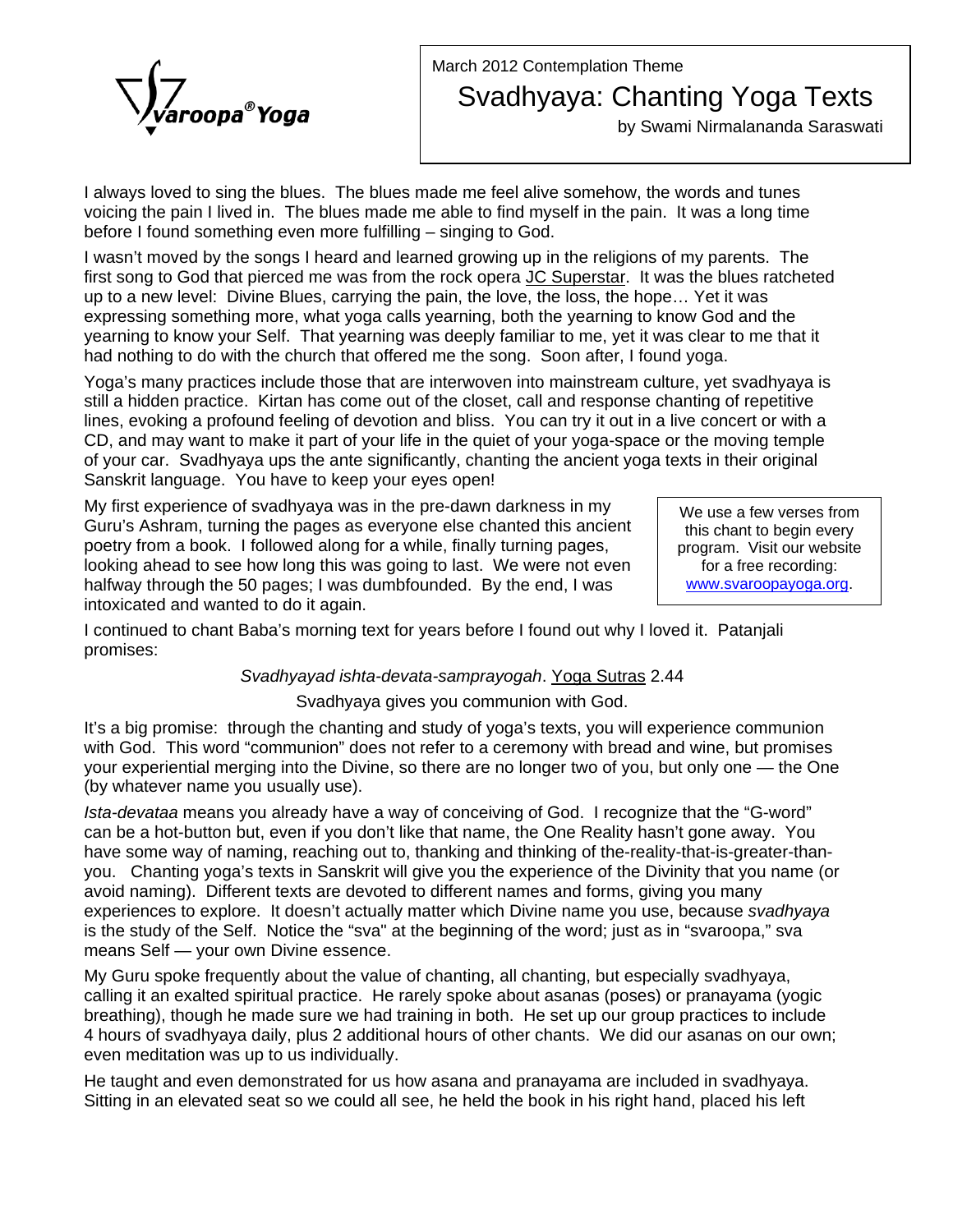Svaroopa® Yoga

March 2012 Contemplation Theme

# Svadhyaya: Chanting Yoga Texts

by Swami Nirmalananda Saraswati

I always loved to sing the blues. The blues made me feel alive somehow, the words and tunes voicing the pain I lived in. The blues made me able to find myself in the pain. It was a long time before I found something even more fulfilling – singing to God.

I wasn't moved by the songs I heard and learned growing up in the religions of my parents. The first song to God that pierced me was from the rock opera JC Superstar. It was the blues ratcheted up to a new level: Divine Blues, carrying the pain, the love, the loss, the hope… Yet it was expressing something more, what yoga calls yearning, both the yearning to know God and the yearning to know your Self. That yearning was deeply familiar to me, yet it was clear to me that it had nothing to do with the church that offered me the song. Soon after, I found yoga.

Yoga's many practices include those that are interwoven into mainstream culture, yet svadhyaya is still a hidden practice. Kirtan has come out of the closet, call and response chanting of repetitive lines, evoking a profound feeling of devotion and bliss. You can try it out in a live concert or with a CD, and may want to make it part of your life in the quiet of your yoga-space or the moving temple of your car. Svadhyaya ups the ante significantly, chanting the ancient yoga texts in their original Sanskrit language. You have to keep your eyes open!

My first experience of svadhyaya was in the pre-dawn darkness in my Guru's Ashram, turning the pages as everyone else chanted this ancient poetry from a book. I followed along for a while, finally turning pages, looking ahead to see how long this was going to last. We were not even halfway through the 50 pages; I was dumbfounded. By the end, I was intoxicated and wanted to do it again.

> We use a few verses from this chant to begin every program. Visit our website for a free recording: www.svaroopayoga.org.

I continued to chant Baba's morning text for years before I found out why I loved it. Patanjali promises:

*Svadhyayad ishta-devata-samprayogah*. Yoga Sutras 2.44

Svadhyaya gives you communion with God.

It's a big promise: through the chanting and study of yoga's texts, you will experience communion with God. This word "communion" does not refer to a ceremony with bread and wine, but promises your experiential merging into the Divine, so there are no longer two of you, but only one — the One (by whatever name you usually use).

*Ista-devataa* means you already have a way of conceiving of God. I recognize that the "G-word" can be a hot-button but, even if you don't like that name, the One Reality hasn't gone away. You have some way of naming, reaching out to, thanking and thinking of the-reality-that-is-greater-than-you. Chanting yoga's texts in Sanskrit will give you the experience of the Divinity that you name (or avoid naming). Different texts are devoted to different names and forms, giving you many experiences to explore. It doesn't actually matter which Divine name you use, because *svadhyaya* is the study of the Self. Notice the "sva" at the beginning of the word; just as in "svaroopa," sva means Self — your own Divine essence.

My Guru spoke frequently about the value of chanting, all chanting, but especially svadhyaya, calling it an exalted spiritual practice. He rarely spoke about asanas (poses) or pranayama (yogic breathing), though he made sure we had training in both. He set up our group practices to include 4 hours of svadhyaya daily, plus 2 additional hours of other chants. We did our asanas on our own; even meditation was up to us individually.

He taught and even demonstrated for us how asana and pranayama are included in svadhyaya. Sitting in an elevated seat so we could all see, he held the book in his right hand, placed his left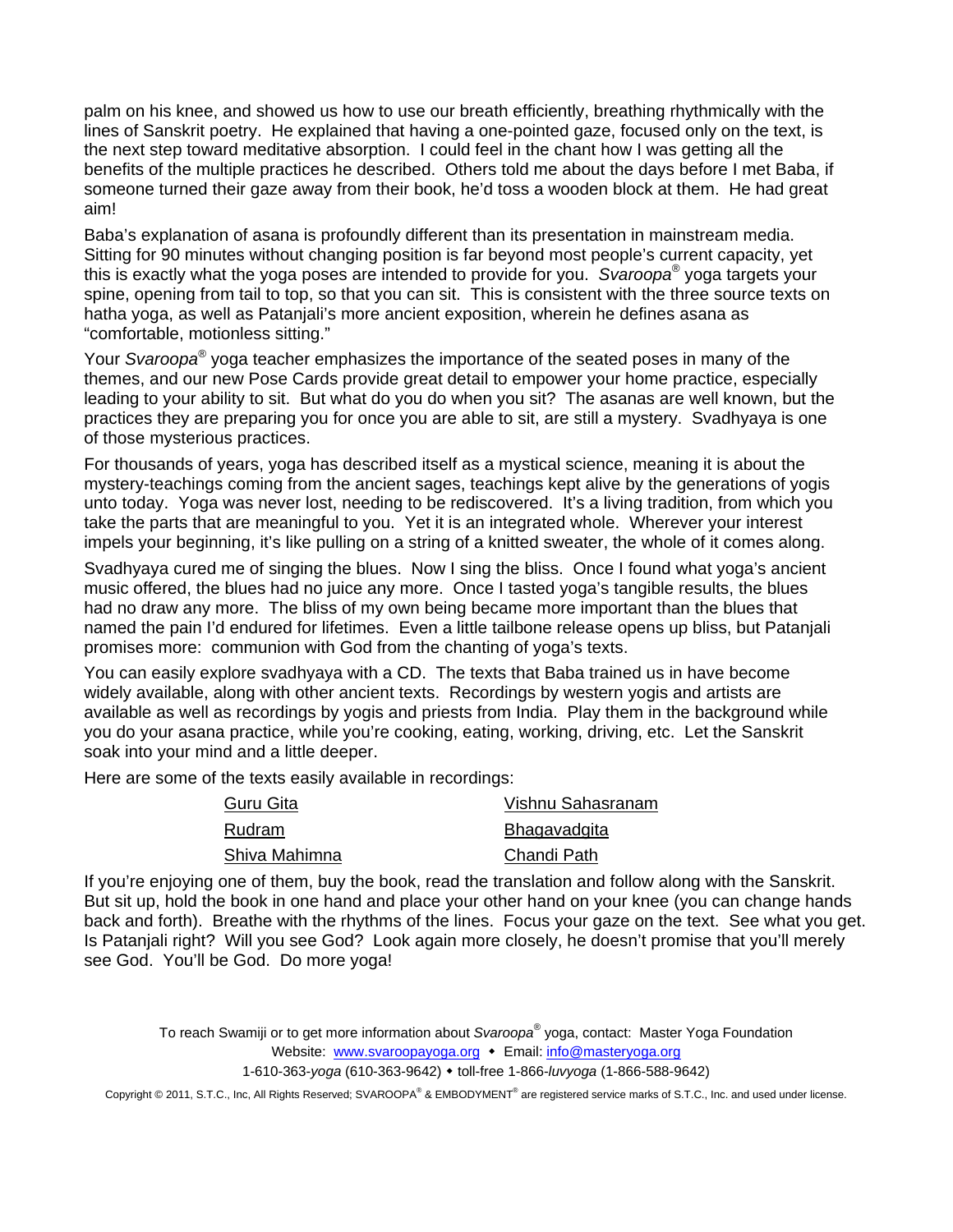palm on his knee, and showed us how to use our breath efficiently, breathing rhythmically with the lines of Sanskrit poetry. He explained that having a one-pointed gaze, focused only on the text, is the next step toward meditative absorption. I could feel in the chant how I was getting all the benefits of the multiple practices he described. Others told me about the days before I met Baba, if someone turned their gaze away from their book, he'd toss a wooden block at them. He had great aim!

Baba's explanation of asana is profoundly different than its presentation in mainstream media. Sitting for 90 minutes without changing position is far beyond most people's current capacity, yet this is exactly what the yoga poses are intended to provide for you. *Svaroopa*® yoga targets your spine, opening from tail to top, so that you can sit. This is consistent with the three source texts on hatha yoga, as well as Patanjali's more ancient exposition, wherein he defines asana as "comfortable, motionless sitting."

Your *Svaroopa*® yoga teacher emphasizes the importance of the seated poses in many of the themes, and our new Pose Cards provide great detail to empower your home practice, especially leading to your ability to sit. But what do you do when you sit? The asanas are well known, but the practices they are preparing you for once you are able to sit, are still a mystery. Svadhyaya is one of those mysterious practices.

For thousands of years, yoga has described itself as a mystical science, meaning it is about the mystery-teachings coming from the ancient sages, teachings kept alive by the generations of yogis unto today. Yoga was never lost, needing to be rediscovered. It's a living tradition, from which you take the parts that are meaningful to you. Yet it is an integrated whole. Wherever your interest impels your beginning, it's like pulling on a string of a knitted sweater, the whole of it comes along.

Svadhyaya cured me of singing the blues. Now I sing the bliss. Once I found what yoga's ancient music offered, the blues had no juice any more. Once I tasted yoga's tangible results, the blues had no draw any more. The bliss of my own being became more important than the blues that named the pain I'd endured for lifetimes. Even a little tailbone release opens up bliss, but Patanjali promises more: communion with God from the chanting of yoga's texts.

You can easily explore svadhyaya with a CD. The texts that Baba trained us in have become widely available, along with other ancient texts. Recordings by western yogis and artists are available as well as recordings by yogis and priests from India. Play them in the background while you do your asana practice, while you're cooking, eating, working, driving, etc. Let the Sanskrit soak into your mind and a little deeper.

Here are some of the texts easily available in recordings:

| | |
|---|---|
| Guru Gita | Vishnu Sahasranam |
| Rudram | Bhagavadgita |
| Shiva Mahimna | Chandi Path |

If you're enjoying one of them, buy the book, read the translation and follow along with the Sanskrit. But sit up, hold the book in one hand and place your other hand on your knee (you can change hands back and forth). Breathe with the rhythms of the lines. Focus your gaze on the text. See what you get. Is Patanjali right? Will you see God? Look again more closely, he doesn't promise that you'll merely see God. You'll be God. Do more yoga!

To reach Swamiji or to get more information about *Svaroopa*® yoga, contact: Master Yoga Foundation
Website: www.svaroopayoga.org • Email: info@masteryoga.org
1-610-363-*yoga* (610-363-9642) • toll-free 1-866-*luvyoga* (1-866-588-9642)

Copyright © 2011, S.T.C., Inc, All Rights Reserved; SVAROOPA® & EMBODYMENT® are registered service marks of S.T.C., Inc. and used under license.